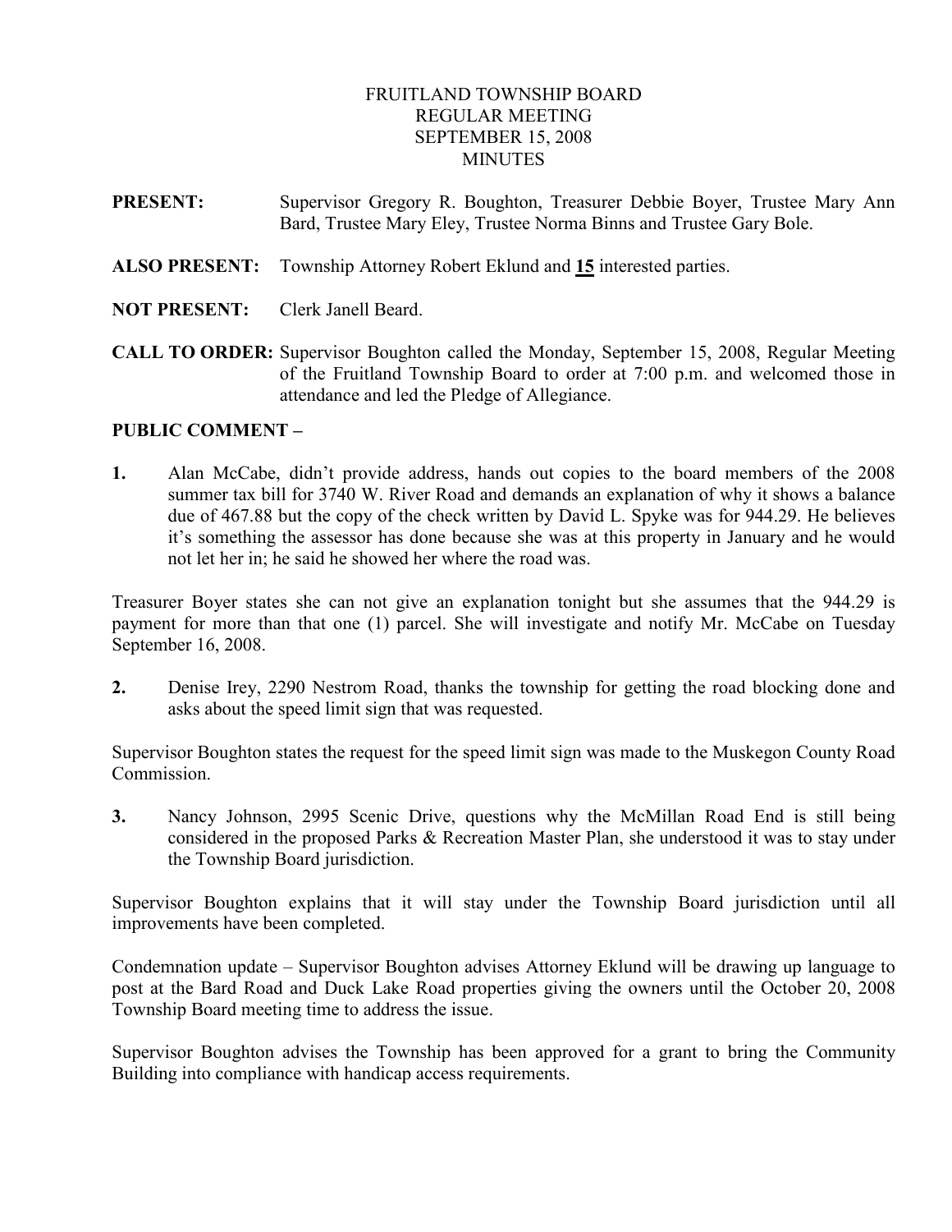FRUITLAND TOWNSHIP BOARD
REGULAR MEETING
SEPTEMBER 15, 2008
MINUTES

**PRESENT:** Supervisor Gregory R. Boughton, Treasurer Debbie Boyer, Trustee Mary Ann Bard, Trustee Mary Eley, Trustee Norma Binns and Trustee Gary Bole.

**ALSO PRESENT:** Township Attorney Robert Eklund and **15** interested parties.

**NOT PRESENT:** Clerk Janell Beard.

**CALL TO ORDER:** Supervisor Boughton called the Monday, September 15, 2008, Regular Meeting of the Fruitland Township Board to order at 7:00 p.m. and welcomed those in attendance and led the Pledge of Allegiance.

**PUBLIC COMMENT –**

**1.** Alan McCabe, didn't provide address, hands out copies to the board members of the 2008 summer tax bill for 3740 W. River Road and demands an explanation of why it shows a balance due of 467.88 but the copy of the check written by David L. Spyke was for 944.29. He believes it's something the assessor has done because she was at this property in January and he would not let her in; he said he showed her where the road was.

Treasurer Boyer states she can not give an explanation tonight but she assumes that the 944.29 is payment for more than that one (1) parcel. She will investigate and notify Mr. McCabe on Tuesday September 16, 2008.

**2.** Denise Irey, 2290 Nestrom Road, thanks the township for getting the road blocking done and asks about the speed limit sign that was requested.

Supervisor Boughton states the request for the speed limit sign was made to the Muskegon County Road Commission.

**3.** Nancy Johnson, 2995 Scenic Drive, questions why the McMillan Road End is still being considered in the proposed Parks & Recreation Master Plan, she understood it was to stay under the Township Board jurisdiction.

Supervisor Boughton explains that it will stay under the Township Board jurisdiction until all improvements have been completed.

Condemnation update – Supervisor Boughton advises Attorney Eklund will be drawing up language to post at the Bard Road and Duck Lake Road properties giving the owners until the October 20, 2008 Township Board meeting time to address the issue.

Supervisor Boughton advises the Township has been approved for a grant to bring the Community Building into compliance with handicap access requirements.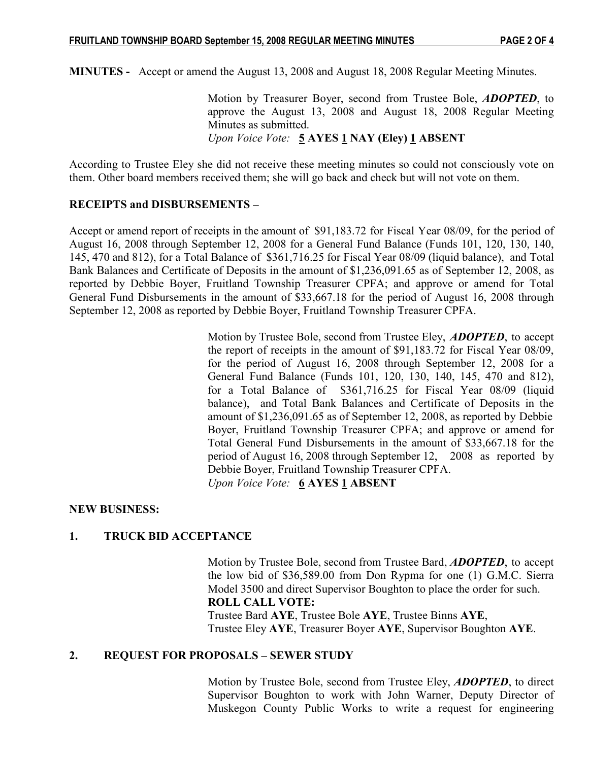**MINUTES -** Accept or amend the August 13, 2008 and August 18, 2008 Regular Meeting Minutes.

> Motion by Treasurer Boyer, second from Trustee Bole, ***ADOPTED***, to approve the August 13, 2008 and August 18, 2008 Regular Meeting Minutes as submitted.
> *Upon Voice Vote:* **<u>5</u> AYES <u>1</u> NAY (Eley) <u>1</u> ABSENT**

According to Trustee Eley she did not receive these meeting minutes so could not consciously vote on them. Other board members received them; she will go back and check but will not vote on them.

**RECEIPTS and DISBURSEMENTS –**

Accept or amend report of receipts in the amount of $91,183.72 for Fiscal Year 08/09, for the period of August 16, 2008 through September 12, 2008 for a General Fund Balance (Funds 101, 120, 130, 140, 145, 470 and 812), for a Total Balance of $361,716.25 for Fiscal Year 08/09 (liquid balance), and Total Bank Balances and Certificate of Deposits in the amount of $1,236,091.65 as of September 12, 2008, as reported by Debbie Boyer, Fruitland Township Treasurer CPFA; and approve or amend for Total General Fund Disbursements in the amount of $33,667.18 for the period of August 16, 2008 through September 12, 2008 as reported by Debbie Boyer, Fruitland Township Treasurer CPFA.

> Motion by Trustee Bole, second from Trustee Eley, ***ADOPTED***, to accept the report of receipts in the amount of $91,183.72 for Fiscal Year 08/09, for the period of August 16, 2008 through September 12, 2008 for a General Fund Balance (Funds 101, 120, 130, 140, 145, 470 and 812), for a Total Balance of $361,716.25 for Fiscal Year 08/09 (liquid balance), and Total Bank Balances and Certificate of Deposits in the amount of $1,236,091.65 as of September 12, 2008, as reported by Debbie Boyer, Fruitland Township Treasurer CPFA; and approve or amend for Total General Fund Disbursements in the amount of $33,667.18 for the period of August 16, 2008 through September 12, 2008 as reported by Debbie Boyer, Fruitland Township Treasurer CPFA.
> *Upon Voice Vote:* **<u>6</u> AYES <u>1</u> ABSENT**

**NEW BUSINESS:**

**1. TRUCK BID ACCEPTANCE**

> Motion by Trustee Bole, second from Trustee Bard, ***ADOPTED***, to accept the low bid of $36,589.00 from Don Rypma for one (1) G.M.C. Sierra Model 3500 and direct Supervisor Boughton to place the order for such.
> **ROLL CALL VOTE:**
> Trustee Bard **AYE**, Trustee Bole **AYE**, Trustee Binns **AYE**,
> Trustee Eley **AYE**, Treasurer Boyer **AYE**, Supervisor Boughton **AYE**.

**2. REQUEST FOR PROPOSALS – SEWER STUDY**

> Motion by Trustee Bole, second from Trustee Eley, ***ADOPTED***, to direct Supervisor Boughton to work with John Warner, Deputy Director of Muskegon County Public Works to write a request for engineering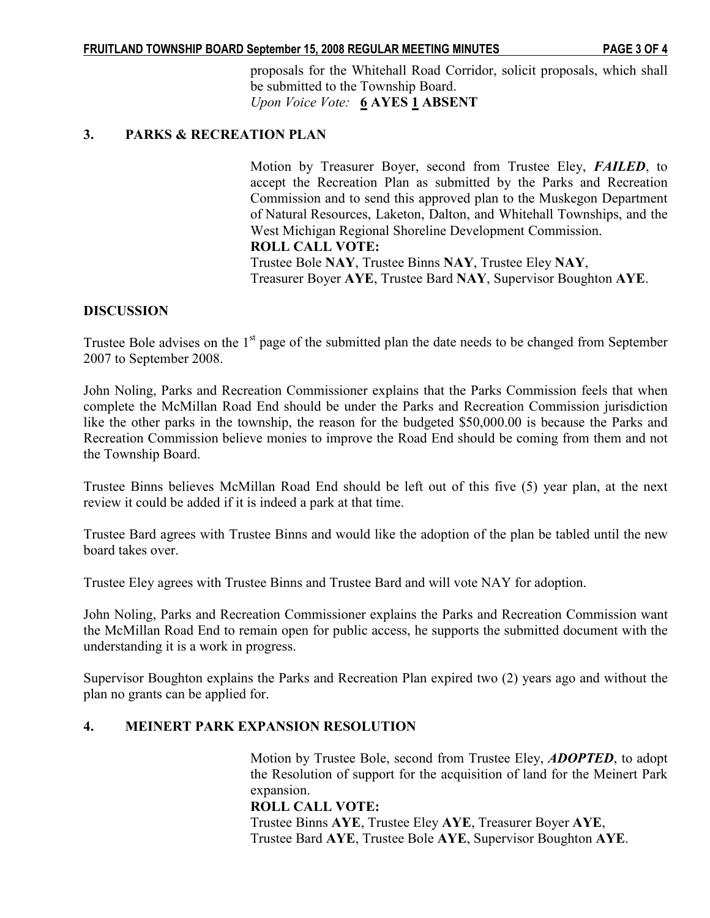proposals for the Whitehall Road Corridor, solicit proposals, which shall be submitted to the Township Board.
*Upon Voice Vote:* **6 AYES 1 ABSENT**

## 3. PARKS & RECREATION PLAN

Motion by Treasurer Boyer, second from Trustee Eley, ***FAILED***, to accept the Recreation Plan as submitted by the Parks and Recreation Commission and to send this approved plan to the Muskegon Department of Natural Resources, Laketon, Dalton, and Whitehall Townships, and the West Michigan Regional Shoreline Development Commission.
**ROLL CALL VOTE:**
Trustee Bole **NAY**, Trustee Binns **NAY**, Trustee Eley **NAY**, Treasurer Boyer **AYE**, Trustee Bard **NAY**, Supervisor Boughton **AYE**.

**DISCUSSION**

Trustee Bole advises on the 1st page of the submitted plan the date needs to be changed from September 2007 to September 2008.

John Noling, Parks and Recreation Commissioner explains that the Parks Commission feels that when complete the McMillan Road End should be under the Parks and Recreation Commission jurisdiction like the other parks in the township, the reason for the budgeted $50,000.00 is because the Parks and Recreation Commission believe monies to improve the Road End should be coming from them and not the Township Board.

Trustee Binns believes McMillan Road End should be left out of this five (5) year plan, at the next review it could be added if it is indeed a park at that time.

Trustee Bard agrees with Trustee Binns and would like the adoption of the plan be tabled until the new board takes over.

Trustee Eley agrees with Trustee Binns and Trustee Bard and will vote NAY for adoption.

John Noling, Parks and Recreation Commissioner explains the Parks and Recreation Commission want the McMillan Road End to remain open for public access, he supports the submitted document with the understanding it is a work in progress.

Supervisor Boughton explains the Parks and Recreation Plan expired two (2) years ago and without the plan no grants can be applied for.

## 4. MEINERT PARK EXPANSION RESOLUTION

Motion by Trustee Bole, second from Trustee Eley, ***ADOPTED***, to adopt the Resolution of support for the acquisition of land for the Meinert Park expansion.
**ROLL CALL VOTE:**
Trustee Binns **AYE**, Trustee Eley **AYE**, Treasurer Boyer **AYE**, Trustee Bard **AYE**, Trustee Bole **AYE**, Supervisor Boughton **AYE**.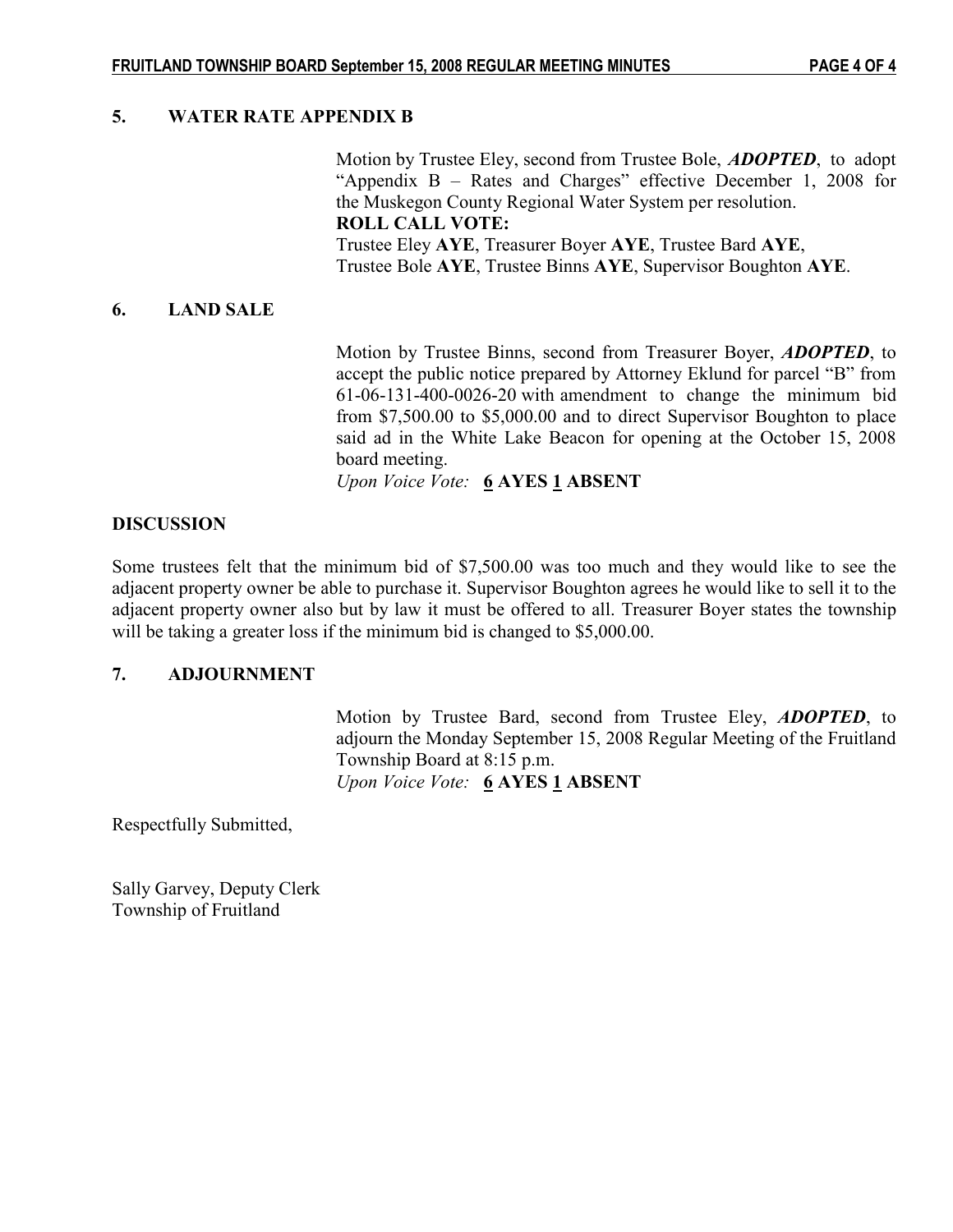## 5. WATER RATE APPENDIX B

Motion by Trustee Eley, second from Trustee Bole, ***ADOPTED***, to adopt "Appendix B – Rates and Charges" effective December 1, 2008 for the Muskegon County Regional Water System per resolution.
**ROLL CALL VOTE:**
Trustee Eley **AYE**, Treasurer Boyer **AYE**, Trustee Bard **AYE**,
Trustee Bole **AYE**, Trustee Binns **AYE**, Supervisor Boughton **AYE**.

## 6. LAND SALE

Motion by Trustee Binns, second from Treasurer Boyer, ***ADOPTED***, to accept the public notice prepared by Attorney Eklund for parcel "B" from 61-06-131-400-0026-20 with amendment to change the minimum bid from $7,500.00 to $5,000.00 and to direct Supervisor Boughton to place said ad in the White Lake Beacon for opening at the October 15, 2008 board meeting.
*Upon Voice Vote:* **<u>6</u> AYES <u>1</u> ABSENT**

## DISCUSSION

Some trustees felt that the minimum bid of $7,500.00 was too much and they would like to see the adjacent property owner be able to purchase it. Supervisor Boughton agrees he would like to sell it to the adjacent property owner also but by law it must be offered to all. Treasurer Boyer states the township will be taking a greater loss if the minimum bid is changed to $5,000.00.

## 7. ADJOURNMENT

Motion by Trustee Bard, second from Trustee Eley, ***ADOPTED***, to adjourn the Monday September 15, 2008 Regular Meeting of the Fruitland Township Board at 8:15 p.m.
*Upon Voice Vote:* **<u>6</u> AYES <u>1</u> ABSENT**

Respectfully Submitted,

Sally Garvey, Deputy Clerk
Township of Fruitland